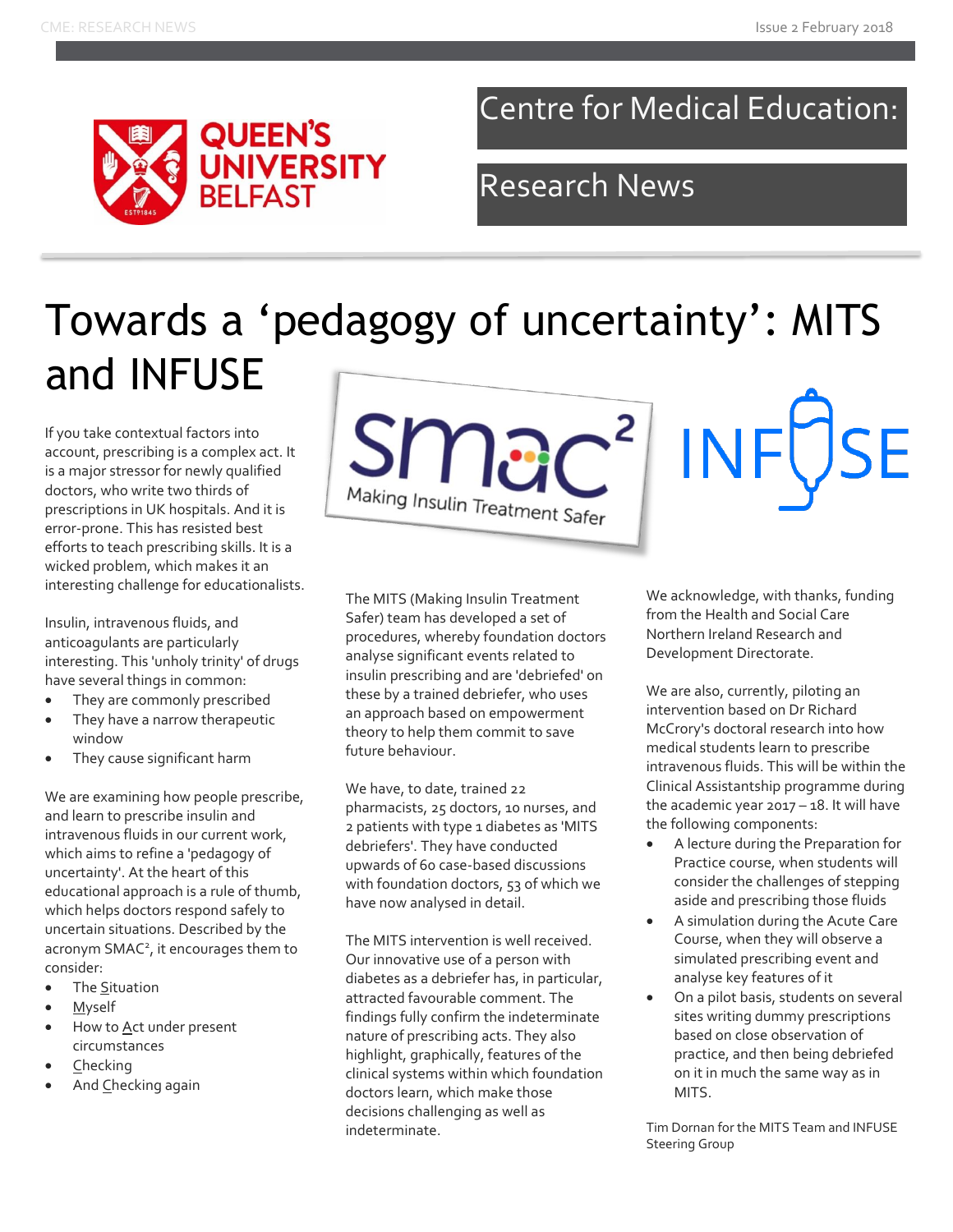# Centre for Medical Education: Research News

# Towards a ‘pedagogy of uncertainty’: MITS and INFUSE

If you take contextual factors into account, prescribing is a complex act. It is a major stressor for newly qualified doctors, who write two thirds of prescriptions in UK hospitals. And it is error-prone. This has resisted best efforts to teach prescribing skills. It is a wicked problem, which makes it an interesting challenge for educationalists.

Insulin, intravenous fluids, and anticoagulants are particularly interesting. This 'unholy trinity' of drugs have several things in common:

- They are commonly prescribed
- They have a narrow therapeutic window
- They cause significant harm

We are examining how people prescribe, and learn to prescribe insulin and intravenous fluids in our current work, which aims to refine a 'pedagogy of uncertainty'. At the heart of this educational approach is a rule of thumb, which helps doctors respond safely to uncertain situations. Described by the acronym SMAC², it encourages them to consider:

- The Situation
- Myself
- How to Act under present circumstances
- Checking
- And Checking again

smac² Making Insulin Treatment Safer

INFUSE

The MITS (Making Insulin Treatment Safer) team has developed a set of procedures, whereby foundation doctors analyse significant events related to insulin prescribing and are 'debriefed' on these by a trained debriefer, who uses an approach based on empowerment theory to help them commit to save future behaviour.

We have, to date, trained 22 pharmacists, 25 doctors, 10 nurses, and 2 patients with type 1 diabetes as 'MITS debriefers'. They have conducted upwards of 60 case-based discussions with foundation doctors, 53 of which we have now analysed in detail.

The MITS intervention is well received. Our innovative use of a person with diabetes as a debriefer has, in particular, attracted favourable comment. The findings fully confirm the indeterminate nature of prescribing acts. They also highlight, graphically, features of the clinical systems within which foundation doctors learn, which make those decisions challenging as well as indeterminate.

We acknowledge, with thanks, funding from the Health and Social Care Northern Ireland Research and Development Directorate.

We are also, currently, piloting an intervention based on Dr Richard McCrory's doctoral research into how medical students learn to prescribe intravenous fluids. This will be within the Clinical Assistantship programme during the academic year 2017 – 18. It will have the following components:

- A lecture during the Preparation for Practice course, when students will consider the challenges of stepping aside and prescribing those fluids
- A simulation during the Acute Care Course, when they will observe a simulated prescribing event and analyse key features of it
- On a pilot basis, students on several sites writing dummy prescriptions based on close observation of practice, and then being debriefed on it in much the same way as in MITS.

Tim Dornan for the MITS Team and INFUSE Steering Group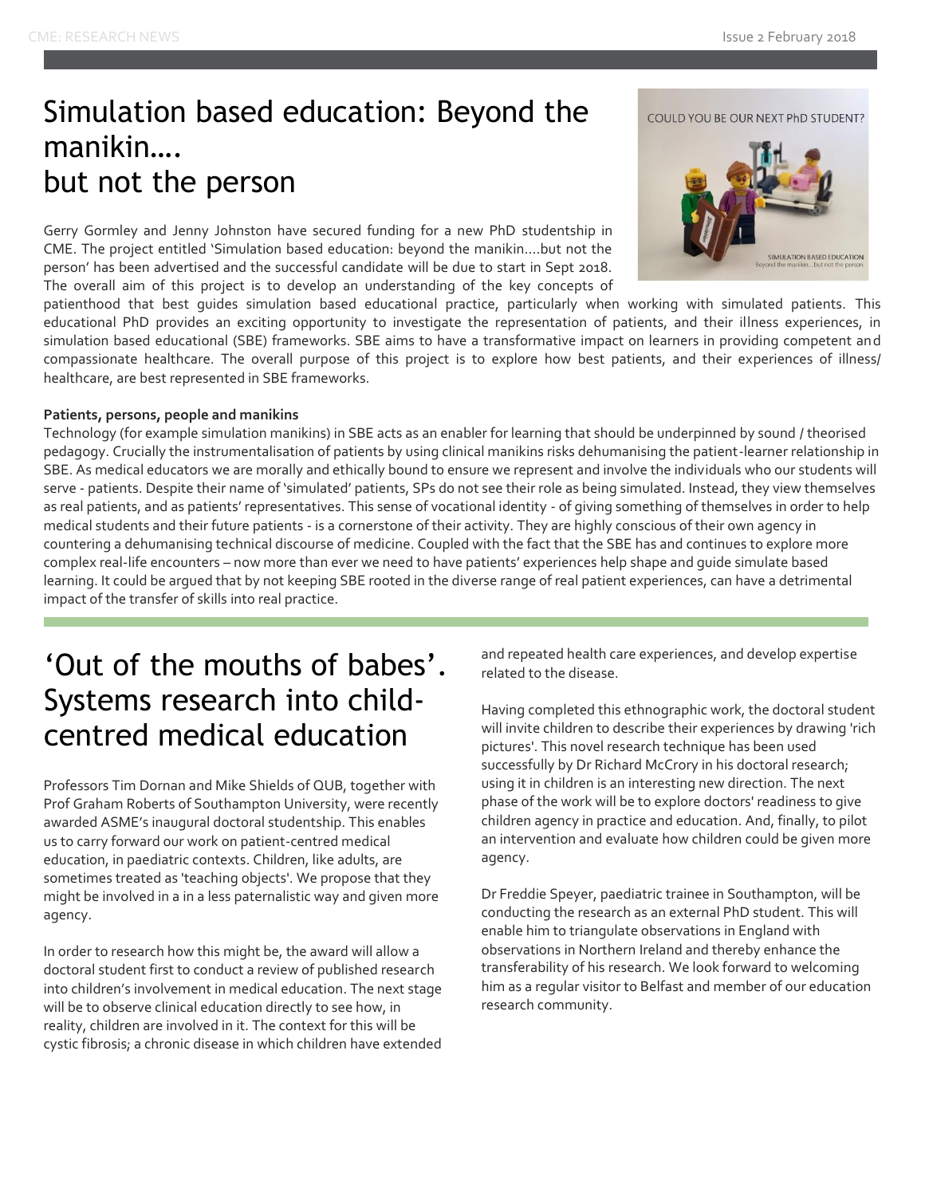# Simulation based education: Beyond the manikin…. but not the person

Gerry Gormley and Jenny Johnston have secured funding for a new PhD studentship in CME. The project entitled 'Simulation based education: beyond the manikin….but not the person' has been advertised and the successful candidate will be due to start in Sept 2018. The overall aim of this project is to develop an understanding of the key concepts of patienthood that best guides simulation based educational practice, particularly when working with simulated patients. This educational PhD provides an exciting opportunity to investigate the representation of patients, and their illness experiences, in simulation based educational (SBE) frameworks. SBE aims to have a transformative impact on learners in providing competent and compassionate healthcare. The overall purpose of this project is to explore how best patients, and their experiences of illness/ healthcare, are best represented in SBE frameworks.

**Patients, persons, people and manikins**

Technology (for example simulation manikins) in SBE acts as an enabler for learning that should be underpinned by sound / theorised pedagogy. Crucially the instrumentalisation of patients by using clinical manikins risks dehumanising the patient-learner relationship in SBE. As medical educators we are morally and ethically bound to ensure we represent and involve the individuals who our students will serve - patients. Despite their name of 'simulated' patients, SPs do not see their role as being simulated. Instead, they view themselves as real patients, and as patients' representatives. This sense of vocational identity - of giving something of themselves in order to help medical students and their future patients - is a cornerstone of their activity. They are highly conscious of their own agency in countering a dehumanising technical discourse of medicine. Coupled with the fact that the SBE has and continues to explore more complex real-life encounters – now more than ever we need to have patients' experiences help shape and guide simulate based learning. It could be argued that by not keeping SBE rooted in the diverse range of real patient experiences, can have a detrimental impact of the transfer of skills into real practice.

# 'Out of the mouths of babes'. Systems research into child-centred medical education

Professors Tim Dornan and Mike Shields of QUB, together with Prof Graham Roberts of Southampton University, were recently awarded ASME's inaugural doctoral studentship. This enables us to carry forward our work on patient-centred medical education, in paediatric contexts. Children, like adults, are sometimes treated as 'teaching objects'. We propose that they might be involved in a in a less paternalistic way and given more agency.

In order to research how this might be, the award will allow a doctoral student first to conduct a review of published research into children's involvement in medical education. The next stage will be to observe clinical education directly to see how, in reality, children are involved in it. The context for this will be cystic fibrosis; a chronic disease in which children have extended and repeated health care experiences, and develop expertise related to the disease.

Having completed this ethnographic work, the doctoral student will invite children to describe their experiences by drawing 'rich pictures'. This novel research technique has been used successfully by Dr Richard McCrory in his doctoral research; using it in children is an interesting new direction. The next phase of the work will be to explore doctors' readiness to give children agency in practice and education. And, finally, to pilot an intervention and evaluate how children could be given more agency.

Dr Freddie Speyer, paediatric trainee in Southampton, will be conducting the research as an external PhD student. This will enable him to triangulate observations in England with observations in Northern Ireland and thereby enhance the transferability of his research. We look forward to welcoming him as a regular visitor to Belfast and member of our education research community.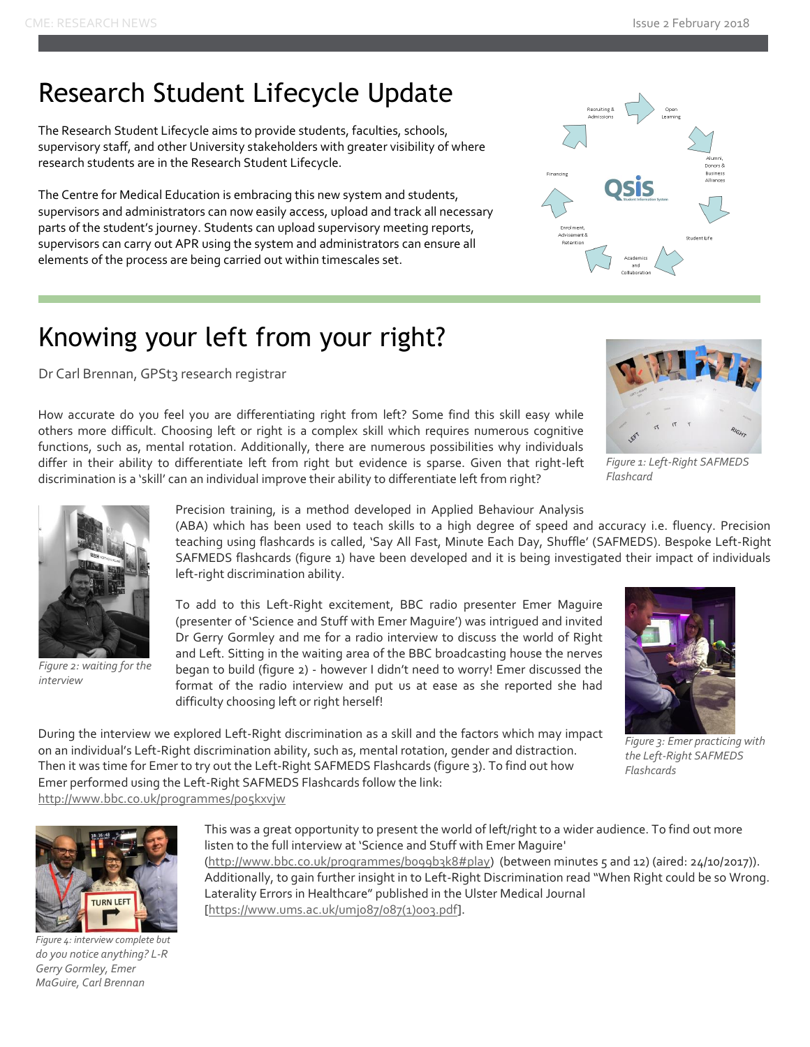# Research Student Lifecycle Update

The Research Student Lifecycle aims to provide students, faculties, schools, supervisory staff, and other University stakeholders with greater visibility of where research students are in the Research Student Lifecycle.

The Centre for Medical Education is embracing this new system and students, supervisors and administrators can now easily access, upload and track all necessary parts of the student's journey. Students can upload supervisory meeting reports, supervisors can carry out APR using the system and administrators can ensure all elements of the process are being carried out within timescales set.

# Knowing your left from your right?

Dr Carl Brennan, GPSt3 research registrar

How accurate do you feel you are differentiating right from left? Some find this skill easy while others more difficult. Choosing left or right is a complex skill which requires numerous cognitive functions, such as, mental rotation. Additionally, there are numerous possibilities why individuals differ in their ability to differentiate left from right but evidence is sparse. Given that right-left discrimination is a 'skill' can an individual improve their ability to differentiate left from right?

*Figure 1: Left-Right SAFMEDS Flashcard*

Precision training, is a method developed in Applied Behaviour Analysis (ABA) which has been used to teach skills to a high degree of speed and accuracy i.e. fluency. Precision teaching using flashcards is called, 'Say All Fast, Minute Each Day, Shuffle' (SAFMEDS). Bespoke Left-Right SAFMEDS flashcards (figure 1) have been developed and it is being investigated their impact of individuals left-right discrimination ability.

*Figure 2: waiting for the interview*

To add to this Left-Right excitement, BBC radio presenter Emer Maguire (presenter of 'Science and Stuff with Emer Maguire') was intrigued and invited Dr Gerry Gormley and me for a radio interview to discuss the world of Right and Left. Sitting in the waiting area of the BBC broadcasting house the nerves began to build (figure 2) - however I didn't need to worry! Emer discussed the format of the radio interview and put us at ease as she reported she had difficulty choosing left or right herself!

During the interview we explored Left-Right discrimination as a skill and the factors which may impact on an individual's Left-Right discrimination ability, such as, mental rotation, gender and distraction. Then it was time for Emer to try out the Left-Right SAFMEDS Flashcards (figure 3). To find out how Emer performed using the Left-Right SAFMEDS Flashcards follow the link: http://www.bbc.co.uk/programmes/p05kxvjw

*Figure 3: Emer practicing with the Left-Right SAFMEDS Flashcards*

This was a great opportunity to present the world of left/right to a wider audience. To find out more listen to the full interview at 'Science and Stuff with Emer Maguire' (http://www.bbc.co.uk/programmes/b099b3k8#play) (between minutes 5 and 12) (aired: 24/10/2017)). Additionally, to gain further insight in to Left-Right Discrimination read "When Right could be so Wrong. Laterality Errors in Healthcare" published in the Ulster Medical Journal [https://www.ums.ac.uk/umj087/087(1)003.pdf].

*Figure 4: interview complete but do you notice anything? L-R Gerry Gormley, Emer MaGuire, Carl Brennan*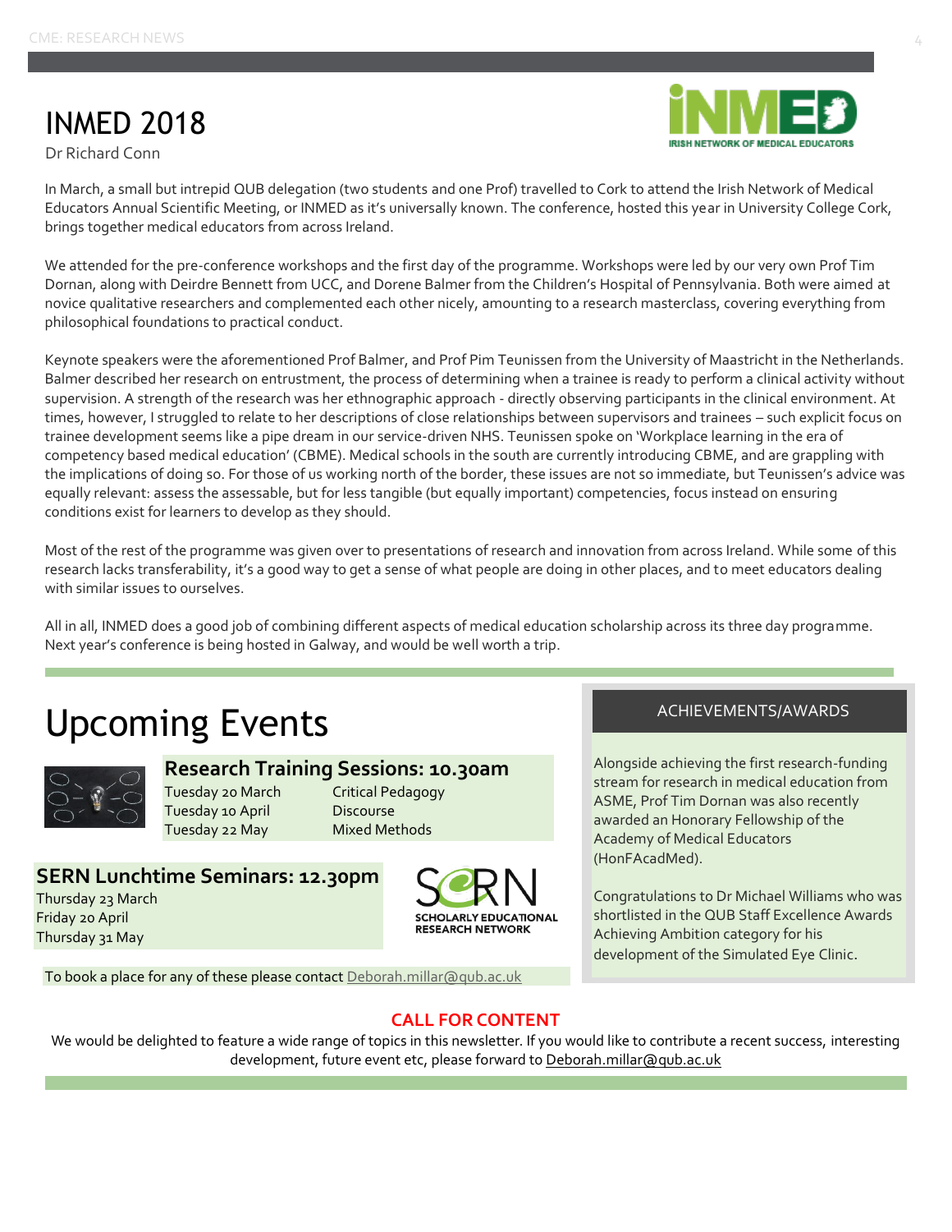# INMED 2018

Dr Richard Conn

In March, a small but intrepid QUB delegation (two students and one Prof) travelled to Cork to attend the Irish Network of Medical Educators Annual Scientific Meeting, or INMED as it's universally known. The conference, hosted this year in University College Cork, brings together medical educators from across Ireland.

We attended for the pre-conference workshops and the first day of the programme. Workshops were led by our very own Prof Tim Dornan, along with Deirdre Bennett from UCC, and Dorene Balmer from the Children's Hospital of Pennsylvania. Both were aimed at novice qualitative researchers and complemented each other nicely, amounting to a research masterclass, covering everything from philosophical foundations to practical conduct.

Keynote speakers were the aforementioned Prof Balmer, and Prof Pim Teunissen from the University of Maastricht in the Netherlands. Balmer described her research on entrustment, the process of determining when a trainee is ready to perform a clinical activity without supervision. A strength of the research was her ethnographic approach - directly observing participants in the clinical environment. At times, however, I struggled to relate to her descriptions of close relationships between supervisors and trainees – such explicit focus on trainee development seems like a pipe dream in our service-driven NHS. Teunissen spoke on 'Workplace learning in the era of competency based medical education' (CBME). Medical schools in the south are currently introducing CBME, and are grappling with the implications of doing so. For those of us working north of the border, these issues are not so immediate, but Teunissen's advice was equally relevant: assess the assessable, but for less tangible (but equally important) competencies, focus instead on ensuring conditions exist for learners to develop as they should.

Most of the rest of the programme was given over to presentations of research and innovation from across Ireland. While some of this research lacks transferability, it's a good way to get a sense of what people are doing in other places, and to meet educators dealing with similar issues to ourselves.

All in all, INMED does a good job of combining different aspects of medical education scholarship across its three day programme. Next year's conference is being hosted in Galway, and would be well worth a trip.

# Upcoming Events

## Research Training Sessions: 10.30am

| | |
|---|---|
| Tuesday 20 March | Critical Pedagogy |
| Tuesday 10 April | Discourse |
| Tuesday 22 May | Mixed Methods |

## SERN Lunchtime Seminars: 12.30pm

Thursday 23 March
Friday 20 April
Thursday 31 May

SCHOLARLY EDUCATIONAL RESEARCH NETWORK

To book a place for any of these please contact Deborah.millar@qub.ac.uk

## ACHIEVEMENTS/AWARDS

Alongside achieving the first research-funding stream for research in medical education from ASME, Prof Tim Dornan was also recently awarded an Honorary Fellowship of the Academy of Medical Educators (HonFAcadMed).

Congratulations to Dr Michael Williams who was shortlisted in the QUB Staff Excellence Awards Achieving Ambition category for his development of the Simulated Eye Clinic.

**CALL FOR CONTENT**

We would be delighted to feature a wide range of topics in this newsletter. If you would like to contribute a recent success, interesting development, future event etc, please forward to Deborah.millar@qub.ac.uk